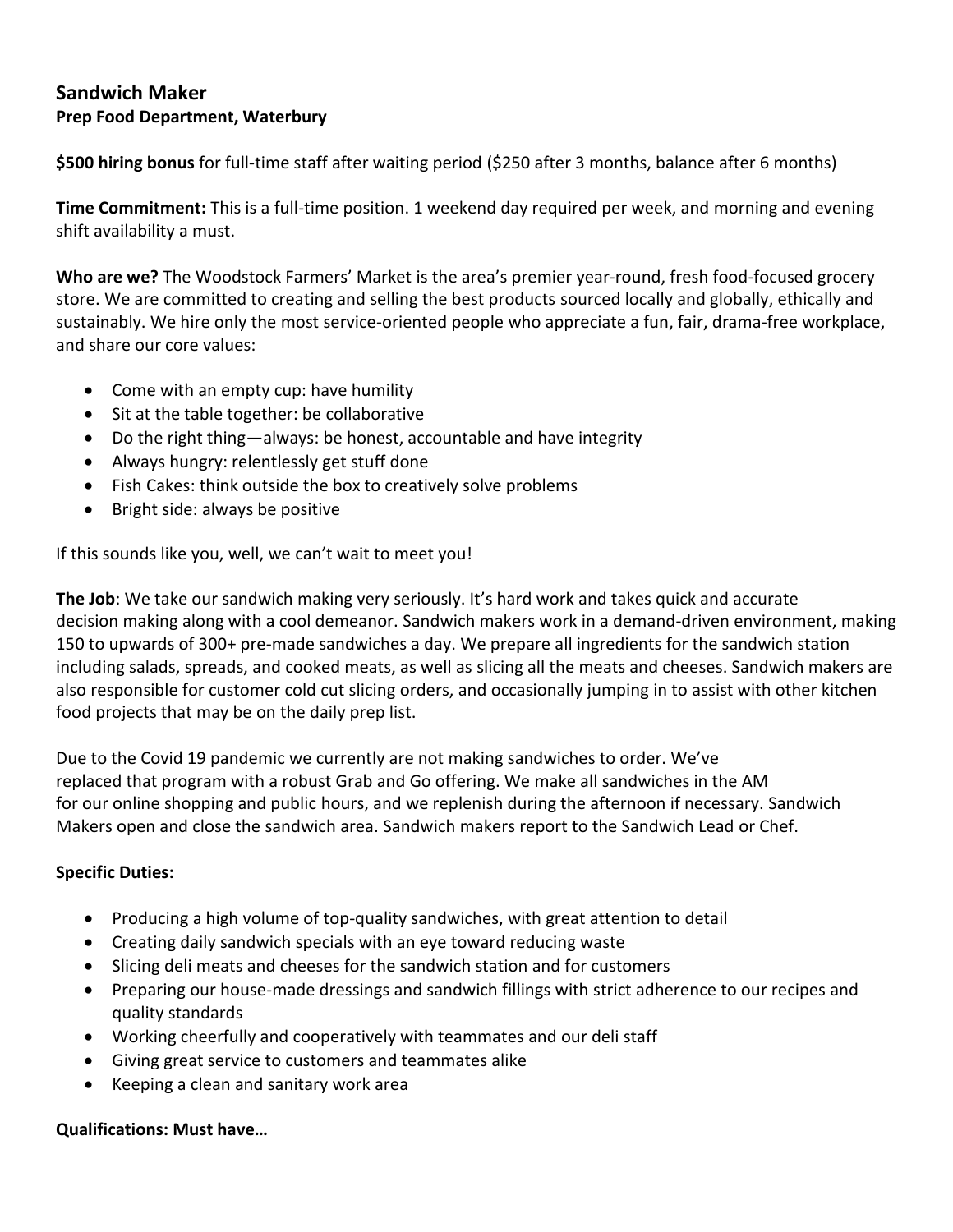## Sandwich Maker
**Prep Food Department, Waterbury**

**$500 hiring bonus** for full-time staff after waiting period ($250 after 3 months, balance after 6 months)

**Time Commitment:** This is a full-time position. 1 weekend day required per week, and morning and evening shift availability a must.

**Who are we?** The Woodstock Farmers' Market is the area's premier year-round, fresh food-focused grocery store. We are committed to creating and selling the best products sourced locally and globally, ethically and sustainably. We hire only the most service-oriented people who appreciate a fun, fair, drama-free workplace, and share our core values:

- Come with an empty cup: have humility
- Sit at the table together: be collaborative
- Do the right thing—always: be honest, accountable and have integrity
- Always hungry: relentlessly get stuff done
- Fish Cakes: think outside the box to creatively solve problems
- Bright side: always be positive

If this sounds like you, well, we can't wait to meet you!

**The Job**: We take our sandwich making very seriously. It's hard work and takes quick and accurate decision making along with a cool demeanor. Sandwich makers work in a demand-driven environment, making 150 to upwards of 300+ pre-made sandwiches a day. We prepare all ingredients for the sandwich station including salads, spreads, and cooked meats, as well as slicing all the meats and cheeses. Sandwich makers are also responsible for customer cold cut slicing orders, and occasionally jumping in to assist with other kitchen food projects that may be on the daily prep list.

Due to the Covid 19 pandemic we currently are not making sandwiches to order. We've replaced that program with a robust Grab and Go offering. We make all sandwiches in the AM for our online shopping and public hours, and we replenish during the afternoon if necessary. Sandwich Makers open and close the sandwich area. Sandwich makers report to the Sandwich Lead or Chef.

**Specific Duties:**

- Producing a high volume of top-quality sandwiches, with great attention to detail
- Creating daily sandwich specials with an eye toward reducing waste
- Slicing deli meats and cheeses for the sandwich station and for customers
- Preparing our house-made dressings and sandwich fillings with strict adherence to our recipes and quality standards
- Working cheerfully and cooperatively with teammates and our deli staff
- Giving great service to customers and teammates alike
- Keeping a clean and sanitary work area

**Qualifications: Must have…**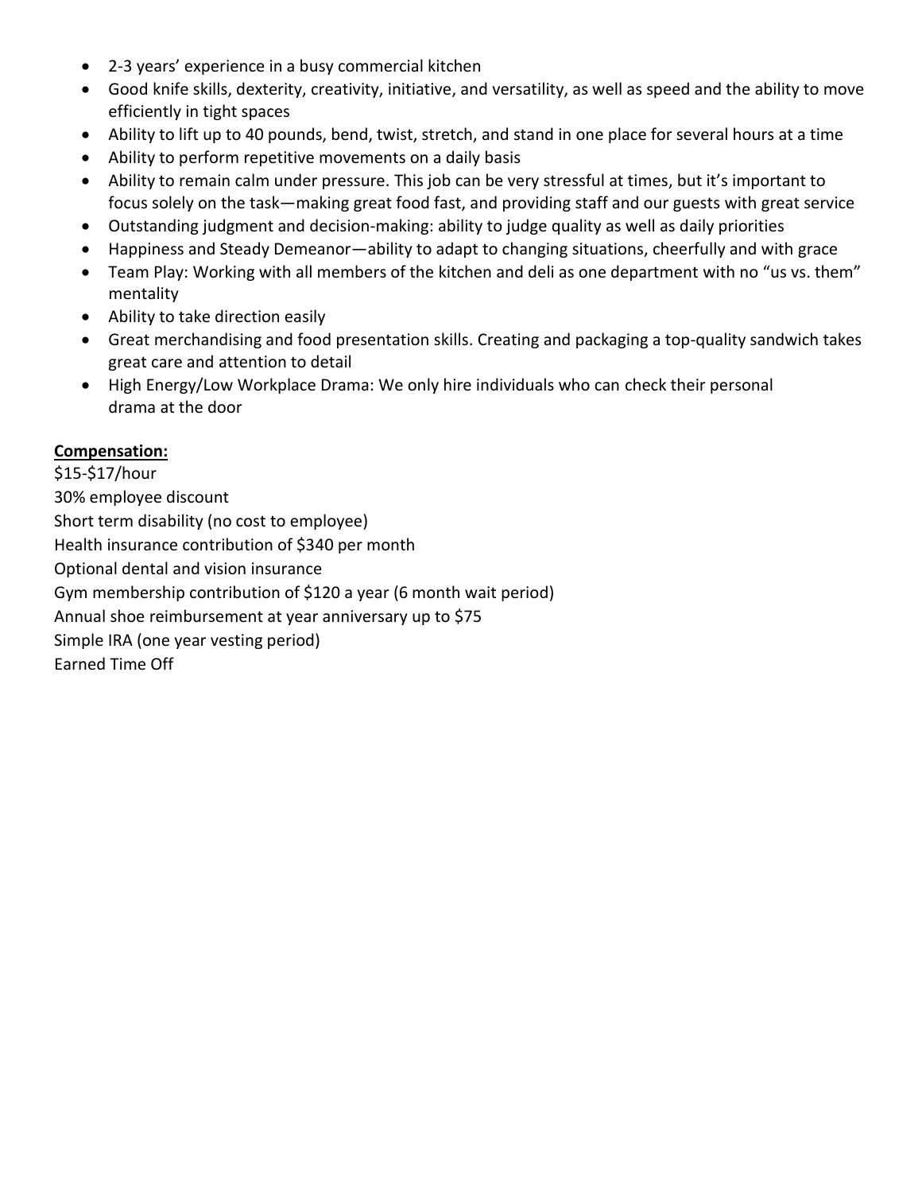- 2-3 years' experience in a busy commercial kitchen
- Good knife skills, dexterity, creativity, initiative, and versatility, as well as speed and the ability to move efficiently in tight spaces
- Ability to lift up to 40 pounds, bend, twist, stretch, and stand in one place for several hours at a time
- Ability to perform repetitive movements on a daily basis
- Ability to remain calm under pressure. This job can be very stressful at times, but it's important to focus solely on the task—making great food fast, and providing staff and our guests with great service
- Outstanding judgment and decision-making: ability to judge quality as well as daily priorities
- Happiness and Steady Demeanor—ability to adapt to changing situations, cheerfully and with grace
- Team Play: Working with all members of the kitchen and deli as one department with no "us vs. them" mentality
- Ability to take direction easily
- Great merchandising and food presentation skills. Creating and packaging a top-quality sandwich takes great care and attention to detail
- High Energy/Low Workplace Drama: We only hire individuals who can check their personal drama at the door

**Compensation:**

$15-$17/hour
30% employee discount
Short term disability (no cost to employee)
Health insurance contribution of $340 per month
Optional dental and vision insurance
Gym membership contribution of $120 a year (6 month wait period)
Annual shoe reimbursement at year anniversary up to $75
Simple IRA (one year vesting period)
Earned Time Off